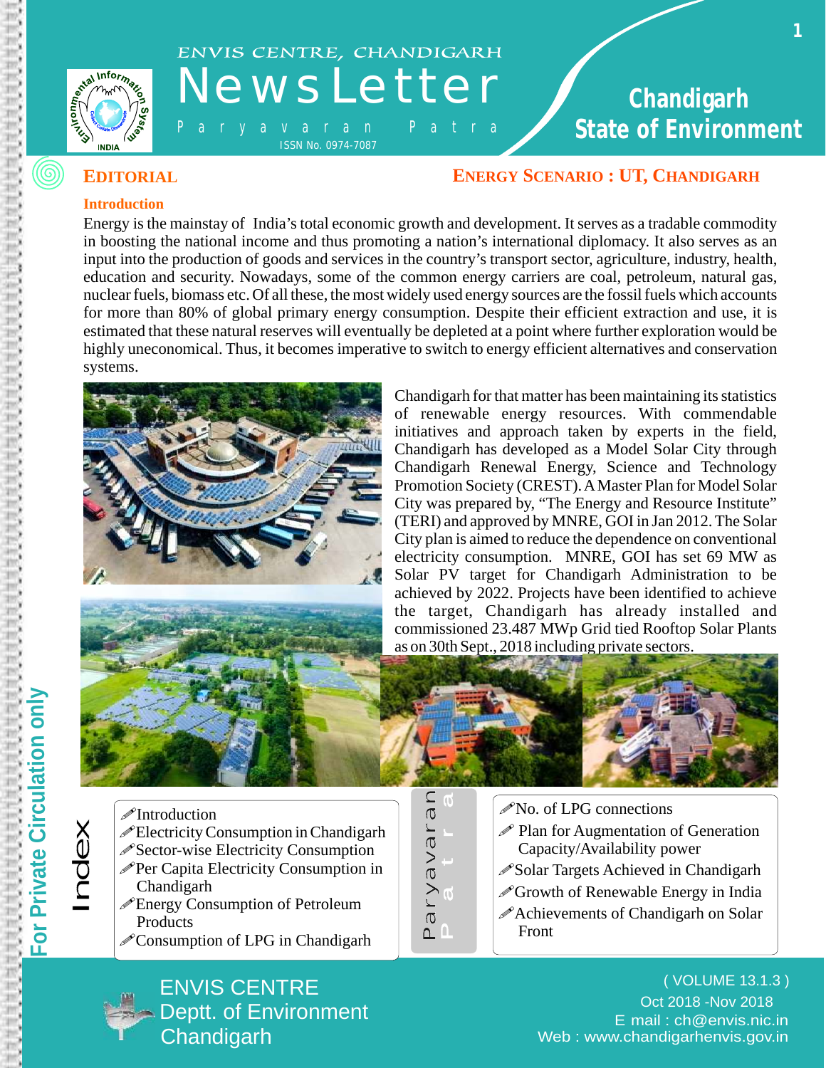# ENVIS CENTRE, CHANDIGARH

# NewsLetter

Paryavaran Patra

ISSN No. 0974-7087

## Chandigarh State of Environment

## EDITORIAL

## ENERGY SCENARIO : UT, CHANDIGARH

### Introduction

Energy is the mainstay of India's total economic growth and development. It serves as a tradable commodity in boosting the national income and thus promoting a nation's international diplomacy. It also serves as an input into the production of goods and services in the country's transport sector, agriculture, industry, health, education and security. Nowadays, some of the common energy carriers are coal, petroleum, natural gas, nuclear fuels, biomass etc. Of all these, the most widely used energy sources are the fossil fuels which accounts for more than 80% of global primary energy consumption. Despite their efficient extraction and use, it is estimated that these natural reserves will eventually be depleted at a point where further exploration would be highly uneconomical. Thus, it becomes imperative to switch to energy efficient alternatives and conservation systems.

Chandigarh for that matter has been maintaining its statistics of renewable energy resources. With commendable initiatives and approach taken by experts in the field, Chandigarh has developed as a Model Solar City through Chandigarh Renewal Energy, Science and Technology Promotion Society (CREST). A Master Plan for Model Solar City was prepared by, "The Energy and Resource Institute" (TERI) and approved by MNRE, GOI in Jan 2012. The Solar City plan is aimed to reduce the dependence on conventional electricity consumption. MNRE, GOI has set 69 MW as Solar PV target for Chandigarh Administration to be achieved by 2022. Projects have been identified to achieve the target, Chandigarh has already installed and commissioned 23.487 MWp Grid tied Rooftop Solar Plants as on 30th Sept., 2018 including private sectors.

## Index

- Introduction
- Electricity Consumption in Chandigarh
- Sector-wise Electricity Consumption
- Per Capita Electricity Consumption in Chandigarh
- Energy Consumption of Petroleum Products
- Consumption of LPG in Chandigarh
- No. of LPG connections
- Plan for Augmentation of Generation Capacity/Availability power
- Solar Targets Achieved in Chandigarh
- Growth of Renewable Energy in India
- Achievements of Chandigarh on Solar Front

For Private Circulation only

ENVIS CENTRE
Deptt. of Environment
Chandigarh

( VOLUME 13.1.3 )
Oct 2018 -Nov 2018
E mail : ch@envis.nic.in
Web : www.chandigarhenvis.gov.in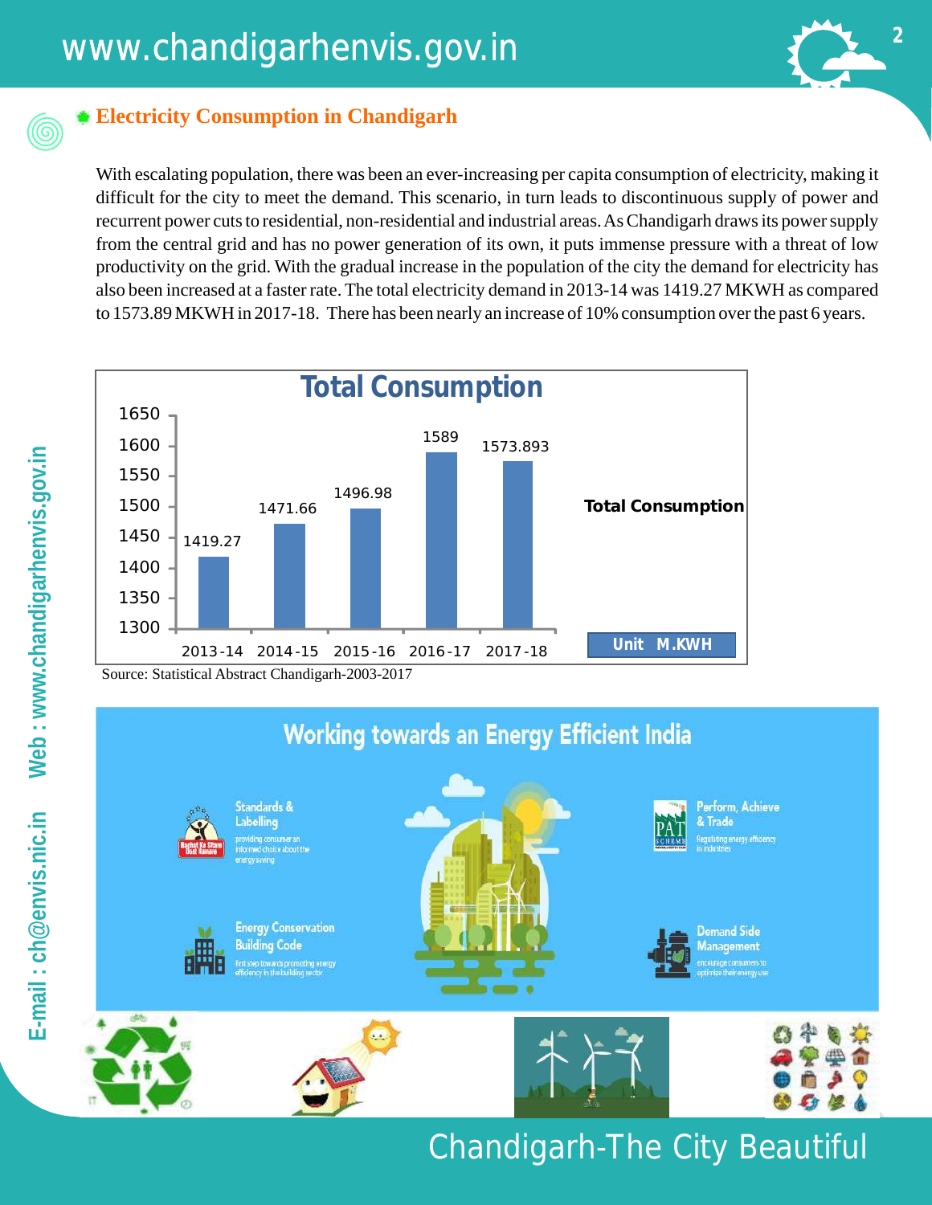## Electricity Consumption in Chandigarh

With escalating population, there was been an ever-increasing per capita consumption of electricity, making it difficult for the city to meet the demand. This scenario, in turn leads to discontinuous supply of power and recurrent power cuts to residential, non-residential and industrial areas. As Chandigarh draws its power supply from the central grid and has no power generation of its own, it puts immense pressure with a threat of low productivity on the grid. With the gradual increase in the population of the city the demand for electricity has also been increased at a faster rate. The total electricity demand in 2013-14 was 1419.27 MKWH as compared to 1573.89 MKWH in 2017-18. There has been nearly an increase of 10% consumption over the past 6 years.

**Total Consumption** (Unit M.KWH)

| Year | Total Consumption |
|---|---|
| 2013-14 | 1419.27 |
| 2014-15 | 1471.66 |
| 2015-16 | 1496.98 |
| 2016-17 | 1589 |
| 2017-18 | 1573.893 |

Source: Statistical Abstract Chandigarh-2003-2017

### Working towards an Energy Efficient India

- **Standards & Labelling** – providing consumer an informed choice about the energy saving
- **Perform, Achieve & Trade** – Regulating energy efficiency in industries
- **Energy Conservation Building Code** – first step towards promoting energy efficiency in the building sector
- **Demand Side Management** – encourage consumers to optimize their energy use

Chandigarh-The City Beautiful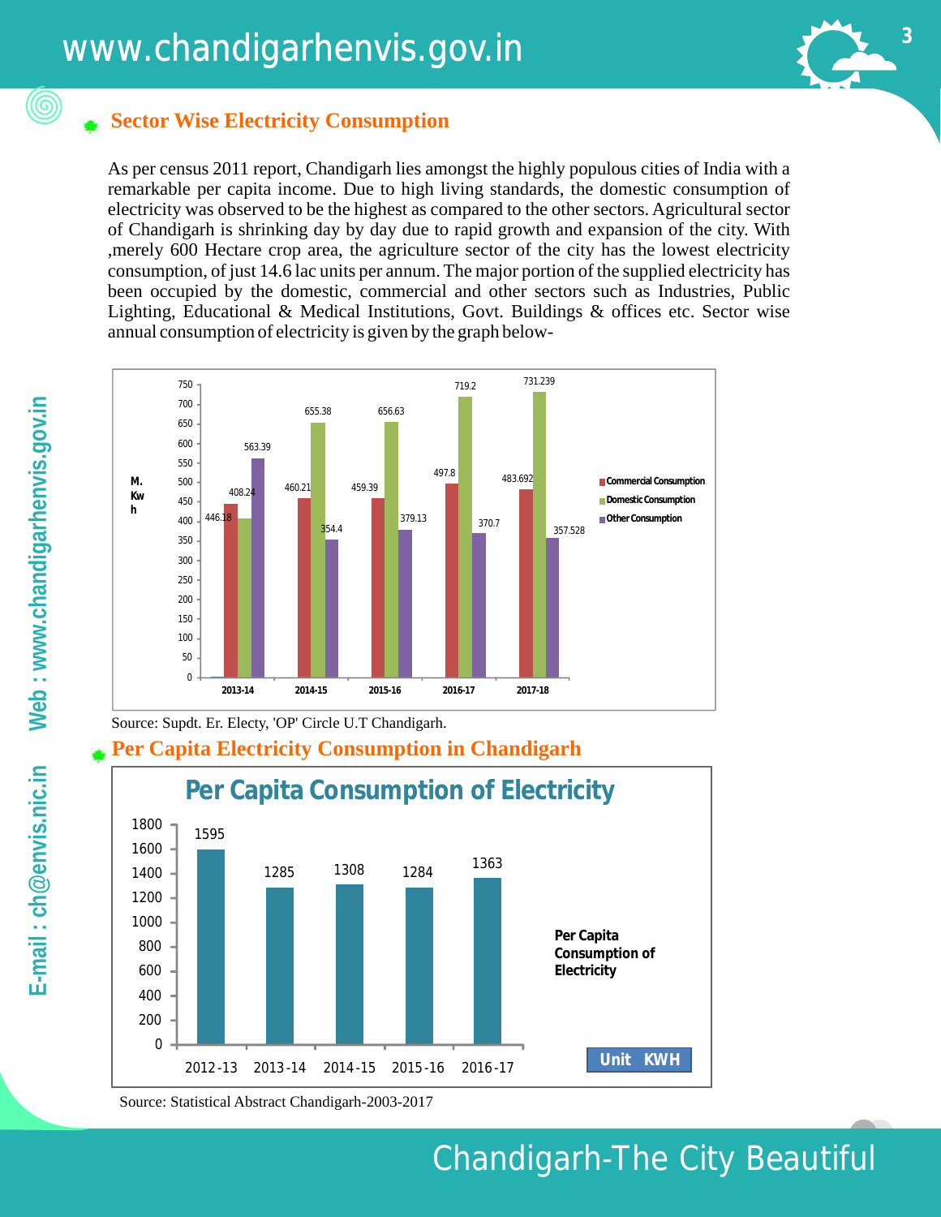## Sector Wise Electricity Consumption

As per census 2011 report, Chandigarh lies amongst the highly populous cities of India with a remarkable per capita income. Due to high living standards, the domestic consumption of electricity was observed to be the highest as compared to the other sectors. Agricultural sector of Chandigarh is shrinking day by day due to rapid growth and expansion of the city. With ,merely 600 Hectare crop area, the agriculture sector of the city has the lowest electricity consumption, of just 14.6 lac units per annum. The major portion of the supplied electricity has been occupied by the domestic, commercial and other sectors such as Industries, Public Lighting, Educational & Medical Institutions, Govt. Buildings & offices etc. Sector wise annual consumption of electricity is given by the graph below-

| Year | Commercial Consumption (M. Kwh) | Domestic Consumption (M. Kwh) | Other Consumption (M. Kwh) |
|---|---|---|---|
| 2013-14 | 446.18 | 408.24 | 563.39 |
| 2014-15 | 460.21 | 655.38 | 354.4 |
| 2015-16 | 459.39 | 656.63 | 379.13 |
| 2016-17 | 497.8 | 719.2 | 370.7 |
| 2017-18 | 483.692 | 731.239 | 357.528 |

Source: Supdt. Er. Electy, 'OP' Circle U.T Chandigarh.

## Per Capita Electricity Consumption in Chandigarh

**Per Capita Consumption of Electricity** (Unit KWH)

| Year | Per Capita Consumption of Electricity |
|---|---|
| 2012-13 | 1595 |
| 2013-14 | 1285 |
| 2014-15 | 1308 |
| 2015-16 | 1284 |
| 2016-17 | 1363 |

Source: Statistical Abstract Chandigarh-2003-2017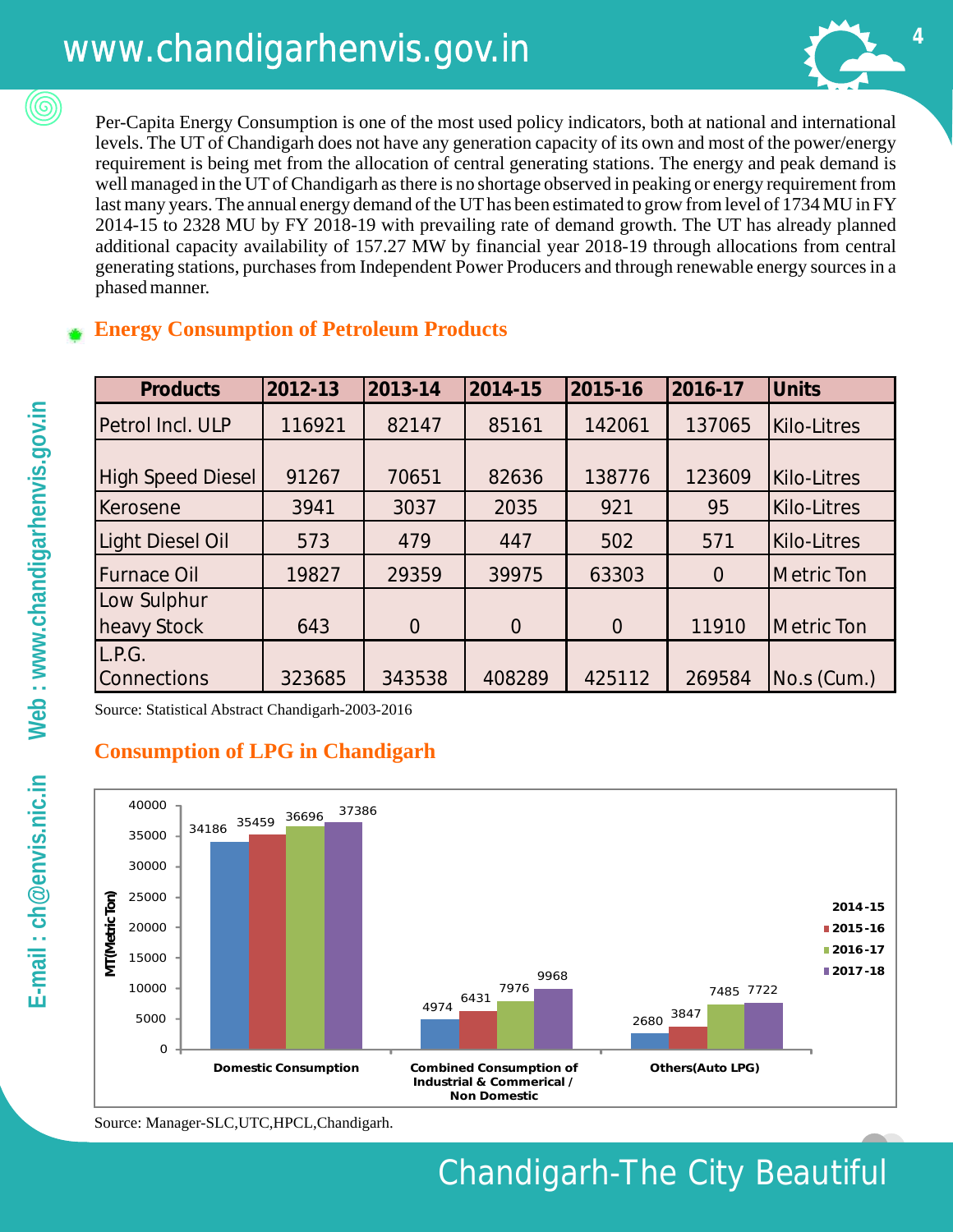Per-Capita Energy Consumption is one of the most used policy indicators, both at national and international levels. The UT of Chandigarh does not have any generation capacity of its own and most of the power/energy requirement is being met from the allocation of central generating stations. The energy and peak demand is well managed in the UT of Chandigarh as there is no shortage observed in peaking or energy requirement from last many years. The annual energy demand of the UT has been estimated to grow from level of 1734 MU in FY 2014-15 to 2328 MU by FY 2018-19 with prevailing rate of demand growth. The UT has already planned additional capacity availability of 157.27 MW by financial year 2018-19 through allocations from central generating stations, purchases from Independent Power Producers and through renewable energy sources in a phased manner.

## Energy Consumption of Petroleum Products

| Products | 2012-13 | 2013-14 | 2014-15 | 2015-16 | 2016-17 | Units |
|---|---|---|---|---|---|---|
| Petrol Incl. ULP | 116921 | 82147 | 85161 | 142061 | 137065 | Kilo-Litres |
| High Speed Diesel | 91267 | 70651 | 82636 | 138776 | 123609 | Kilo-Litres |
| Kerosene | 3941 | 3037 | 2035 | 921 | 95 | Kilo-Litres |
| Light Diesel Oil | 573 | 479 | 447 | 502 | 571 | Kilo-Litres |
| Furnace Oil | 19827 | 29359 | 39975 | 63303 | 0 | Metric Ton |
| Low Sulphur heavy Stock | 643 | 0 | 0 | 0 | 11910 | Metric Ton |
| L.P.G. Connections | 323685 | 343538 | 408289 | 425112 | 269584 | No.s (Cum.) |

Source: Statistical Abstract Chandigarh-2003-2016

## Consumption of LPG in Chandigarh

| MT(Metric Ton) | 2014-15 | 2015-16 | 2016-17 | 2017-18 |
|---|---|---|---|---|
| Domestic Consumption | 34186 | 35459 | 36696 | 37386 |
| Combined Consumption of Industrial & Commerical / Non Domestic | 4974 | 6431 | 7976 | 9968 |
| Others(Auto LPG) | 2680 | 3847 | 7485 | 7722 |

Source: Manager-SLC,UTC,HPCL,Chandigarh.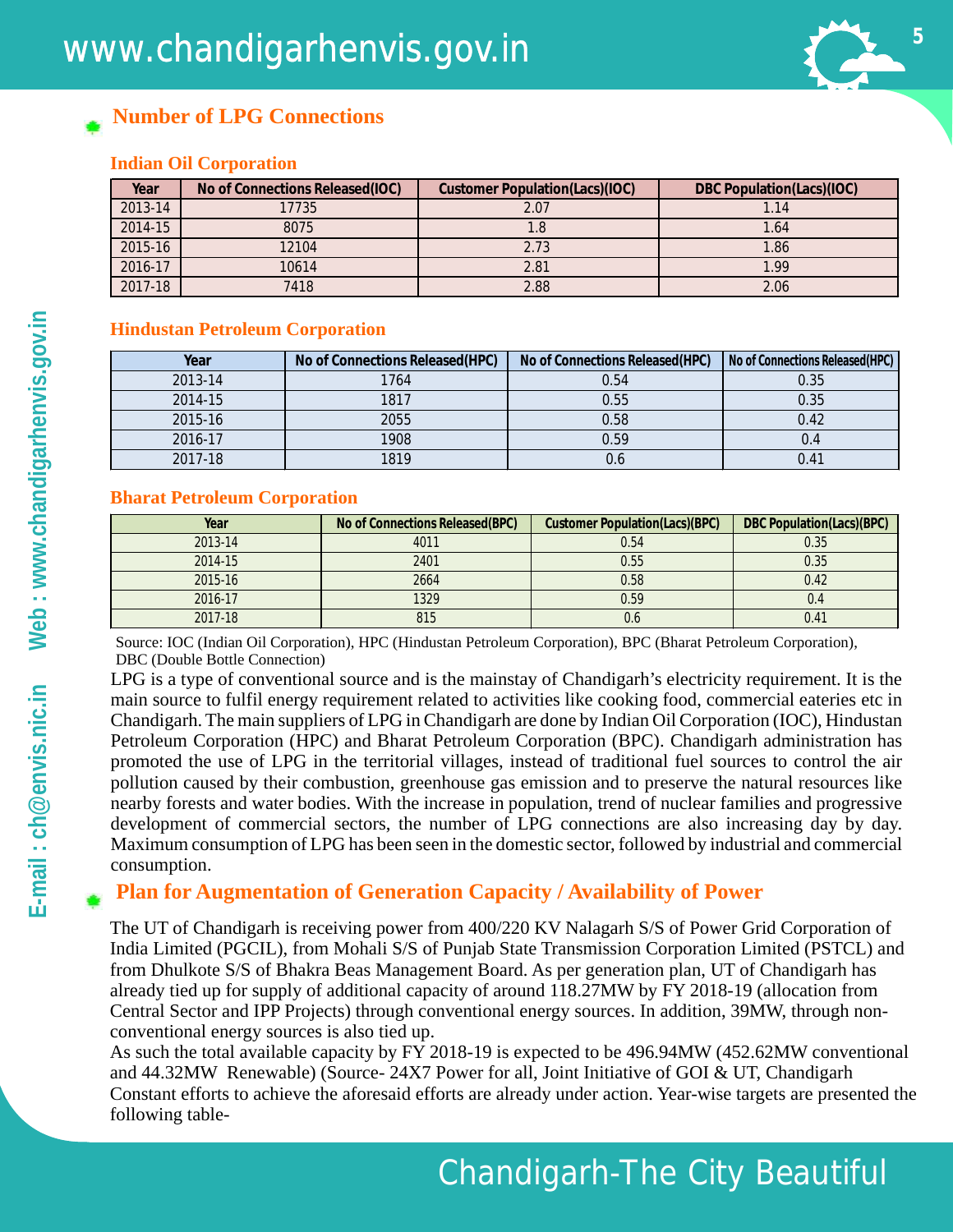## Number of LPG Connections

### Indian Oil Corporation

| Year | No of Connections Released(IOC) | Customer Population(Lacs)(IOC) | DBC Population(Lacs)(IOC) |
|---|---|---|---|
| 2013-14 | 17735 | 2.07 | 1.14 |
| 2014-15 | 8075 | 1.8 | 1.64 |
| 2015-16 | 12104 | 2.73 | 1.86 |
| 2016-17 | 10614 | 2.81 | 1.99 |
| 2017-18 | 7418 | 2.88 | 2.06 |

### Hindustan Petroleum Corporation

| Year | No of Connections Released(HPC) | No of Connections Released(HPC) | No of Connections Released(HPC) |
|---|---|---|---|
| 2013-14 | 1764 | 0.54 | 0.35 |
| 2014-15 | 1817 | 0.55 | 0.35 |
| 2015-16 | 2055 | 0.58 | 0.42 |
| 2016-17 | 1908 | 0.59 | 0.4 |
| 2017-18 | 1819 | 0.6 | 0.41 |

### Bharat Petroleum Corporation

| Year | No of Connections Released(BPC) | Customer Population(Lacs)(BPC) | DBC Population(Lacs)(BPC) |
|---|---|---|---|
| 2013-14 | 4011 | 0.54 | 0.35 |
| 2014-15 | 2401 | 0.55 | 0.35 |
| 2015-16 | 2664 | 0.58 | 0.42 |
| 2016-17 | 1329 | 0.59 | 0.4 |
| 2017-18 | 815 | 0.6 | 0.41 |

Source: IOC (Indian Oil Corporation), HPC (Hindustan Petroleum Corporation), BPC (Bharat Petroleum Corporation), DBC (Double Bottle Connection)

LPG is a type of conventional source and is the mainstay of Chandigarh's electricity requirement. It is the main source to fulfil energy requirement related to activities like cooking food, commercial eateries etc in Chandigarh. The main suppliers of LPG in Chandigarh are done by Indian Oil Corporation (IOC), Hindustan Petroleum Corporation (HPC) and Bharat Petroleum Corporation (BPC). Chandigarh administration has promoted the use of LPG in the territorial villages, instead of traditional fuel sources to control the air pollution caused by their combustion, greenhouse gas emission and to preserve the natural resources like nearby forests and water bodies. With the increase in population, trend of nuclear families and progressive development of commercial sectors, the number of LPG connections are also increasing day by day. Maximum consumption of LPG has been seen in the domestic sector, followed by industrial and commercial consumption.

## Plan for Augmentation of Generation Capacity / Availability of Power

The UT of Chandigarh is receiving power from 400/220 KV Nalagarh S/S of Power Grid Corporation of India Limited (PGCIL), from Mohali S/S of Punjab State Transmission Corporation Limited (PSTCL) and from Dhulkote S/S of Bhakra Beas Management Board. As per generation plan, UT of Chandigarh has already tied up for supply of additional capacity of around 118.27MW by FY 2018-19 (allocation from Central Sector and IPP Projects) through conventional energy sources. In addition, 39MW, through non-conventional energy sources is also tied up.

As such the total available capacity by FY 2018-19 is expected to be 496.94MW (452.62MW conventional and 44.32MW Renewable) (Source- 24X7 Power for all, Joint Initiative of GOI & UT, Chandigarh Constant efforts to achieve the aforesaid efforts are already under action. Year-wise targets are presented the following table-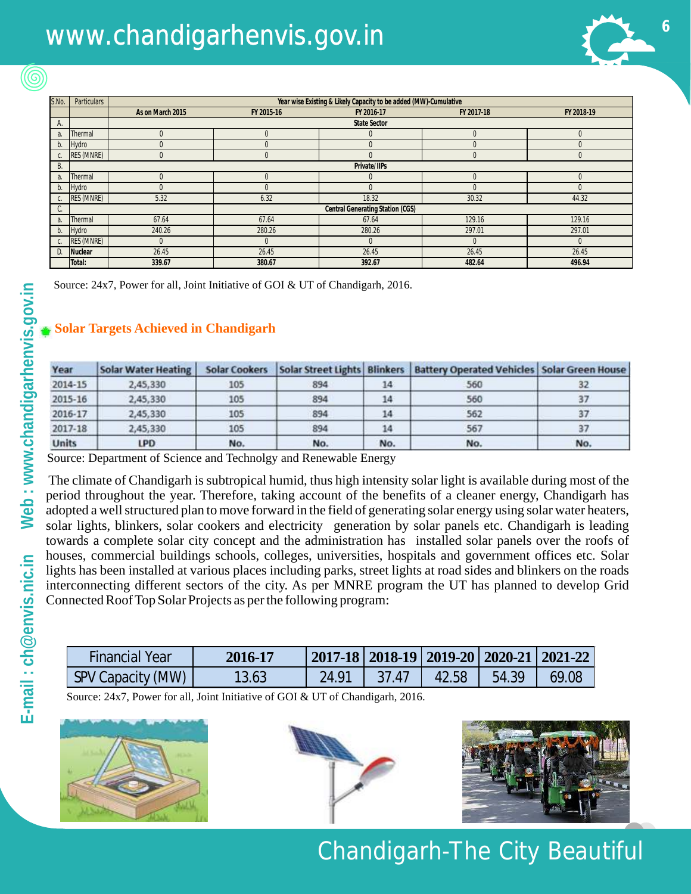| S.No. | Particulars | Year wise Existing & Likely Capacity to be added (MW)-Cumulative | | | | |
|---|---|---|---|---|---|---|
| | | As on March 2015 | FY 2015-16 | FY 2016-17 | FY 2017-18 | FY 2018-19 |
| A. | | State Sector | | | | |
| a. | Thermal | 0 | 0 | 0 | 0 | 0 |
| b. | Hydro | 0 | 0 | 0 | 0 | 0 |
| c. | RES (MNRE) | 0 | 0 | 0 | 0 | 0 |
| B. | | Private/IIPs | | | | |
| a. | Thermal | 0 | 0 | 0 | 0 | 0 |
| b. | Hydro | 0 | 0 | 0 | 0 | 0 |
| c. | RES (MNRE) | 5.32 | 6.32 | 18.32 | 30.32 | 44.32 |
| C. | | Central Generating Station (CGS) | | | | |
| a. | Thermal | 67.64 | 67.64 | 67.64 | 129.16 | 129.16 |
| b. | Hydro | 240.26 | 280.26 | 280.26 | 297.01 | 297.01 |
| c. | RES (MNRE) | 0 | 0 | 0 | 0 | 0 |
| D. | **Nuclear** | 26.45 | 26.45 | 26.45 | 26.45 | 26.45 |
| | **Total:** | **339.67** | **380.67** | **392.67** | **482.64** | **496.94** |

Source: 24x7, Power for all, Joint Initiative of GOI & UT of Chandigarh, 2016.

## Solar Targets Achieved in Chandigarh

| Year | Solar Water Heating | Solar Cookers | Solar Street Lights | Blinkers | Battery Operated Vehicles | Solar Green House |
|---|---|---|---|---|---|---|
| 2014-15 | 2,45,330 | 105 | 894 | 14 | 560 | 32 |
| 2015-16 | 2,45,330 | 105 | 894 | 14 | 560 | 37 |
| 2016-17 | 2,45,330 | 105 | 894 | 14 | 562 | 37 |
| 2017-18 | 2,45,330 | 105 | 894 | 14 | 567 | 37 |
| Units | LPD | No. | No. | No. | No. | No. |

Source: Department of Science and Technolgy and Renewable Energy

The climate of Chandigarh is subtropical humid, thus high intensity solar light is available during most of the period throughout the year. Therefore, taking account of the benefits of a cleaner energy, Chandigarh has adopted a well structured plan to move forward in the field of generating solar energy using solar water heaters, solar lights, blinkers, solar cookers and electricity generation by solar panels etc. Chandigarh is leading towards a complete solar city concept and the administration has installed solar panels over the roofs of houses, commercial buildings schools, colleges, universities, hospitals and government offices etc. Solar lights has been installed at various places including parks, street lights at road sides and blinkers on the roads interconnecting different sectors of the city. As per MNRE program the UT has planned to develop Grid Connected Roof Top Solar Projects as per the following program:

| Financial Year | 2016-17 | 2017-18 | 2018-19 | 2019-20 | 2020-21 | 2021-22 |
|---|---|---|---|---|---|---|
| SPV Capacity (MW) | 13.63 | 24.91 | 37.47 | 42.58 | 54.39 | 69.08 |

Source: 24x7, Power for all, Joint Initiative of GOI & UT of Chandigarh, 2016.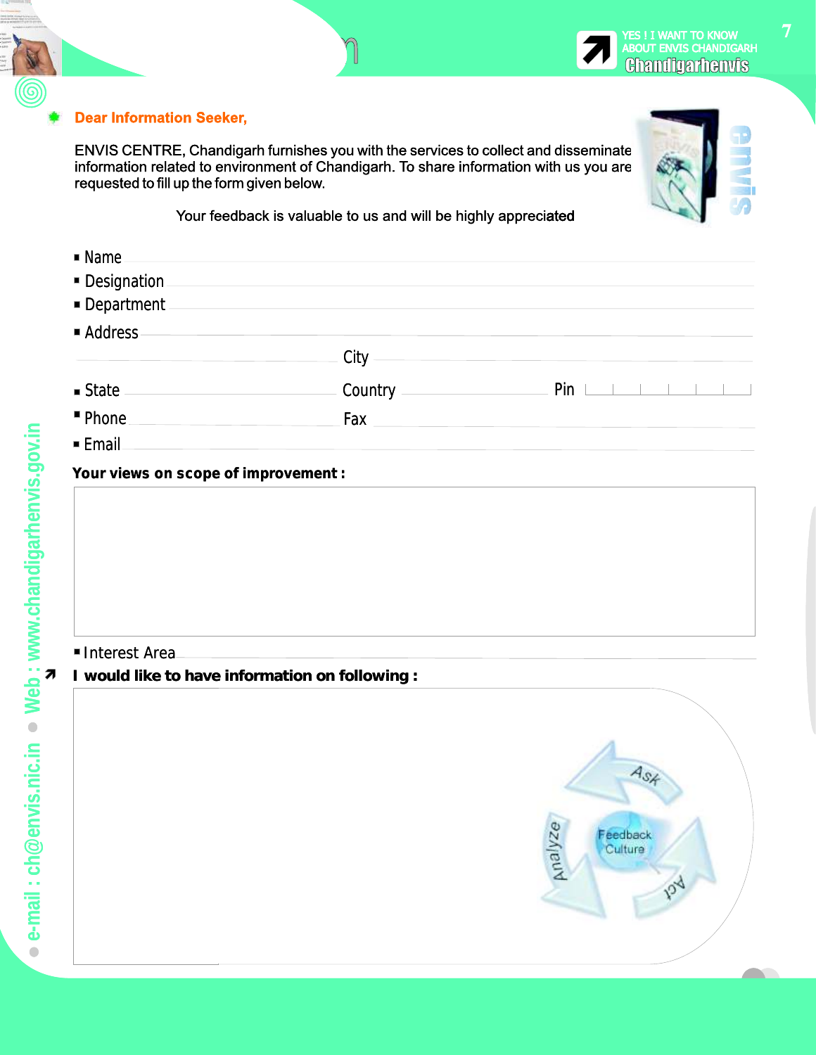YES ! I WANT TO KNOW ABOUT ENVIS CHANDIGARH

**Chandigarhenvis**

**Dear Information Seeker,**

ENVIS CENTRE, Chandigarh furnishes you with the services to collect and disseminate information related to environment of Chandigarh. To share information with us you are requested to fill up the form given below.

Your feedback is valuable to us and will be highly appreciated

- Name ____________________
- Designation ____________________
- Department ____________________
- Address ____________________
  ____________________ City ____________________
- State ____________________ Country ____________________ Pin ______
- Phone ____________________ Fax ____________________
- Email ____________________

**Your views on scope of improvement :**

- Interest Area ____________________

**I would like to have information on following :**

e-mail : ch@envis.nic.in • Web : www.chandigarhenvis.gov.in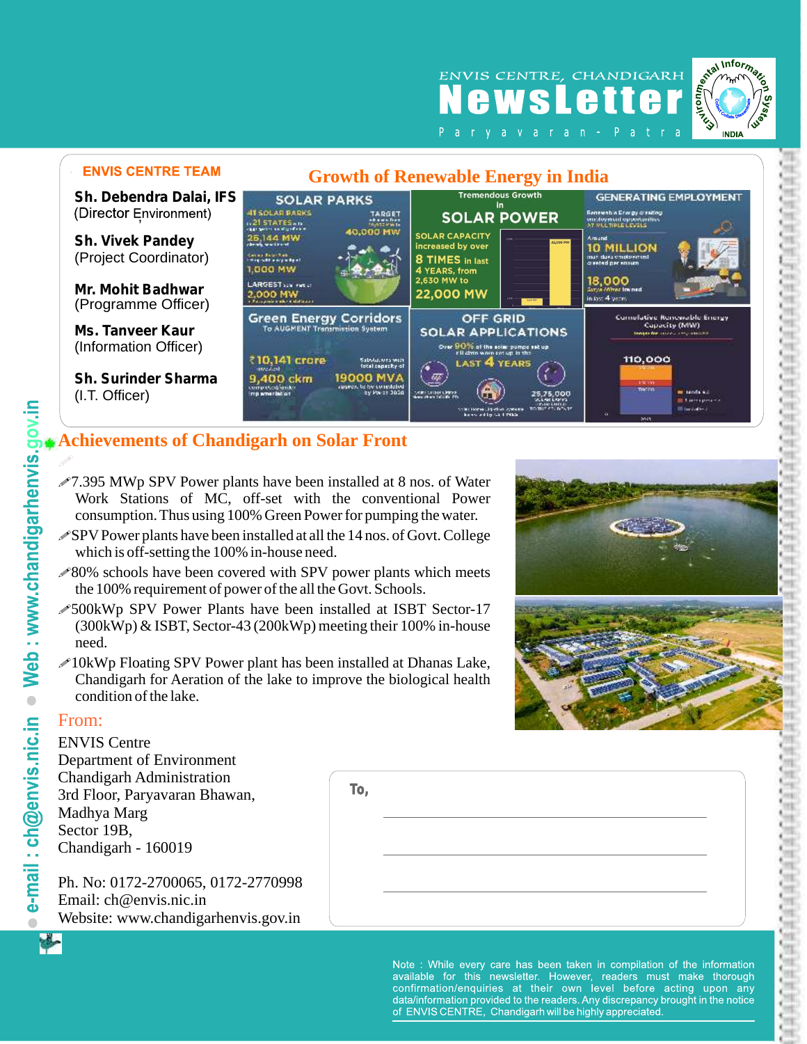ENVIS CENTRE, CHANDIGARH

# NewsLetter

Paryavaran - Patra

### ENVIS CENTRE TEAM

**Sh. Debendra Dalai, IFS**
(Director Environment)

**Sh. Vivek Pandey**
(Project Coordinator)

**Mr. Mohit Badhwar**
(Programme Officer)

**Ms. Tanveer Kaur**
(Information Officer)

**Sh. Surinder Sharma**
(I.T. Officer)

## Growth of Renewable Energy in India

SOLAR PARKS
41 SOLAR PARKS in 21 STATES
TARGET 40,000 MW
25,144 MW
1,000 MW
LARGEST 2,000 MW

Tremendous Growth in SOLAR POWER
SOLAR CAPACITY increased by over 8 TIMES in last 4 YEARS, from 2,630 MW to 22,000 MW

GENERATING EMPLOYMENT
10 MILLION
18,000

Green Energy Corridors
To AUGMENT Transmission System
₹10,141 crore
9,400 ckm
19000 MVA

OFF GRID SOLAR APPLICATIONS
Over 90% of the solar pumps set up in the LAST 4 YEARS
25,75,000

Cumulative Renewable Energy Capacity (MW)
110,000

## Achievements of Chandigarh on Solar Front

- 7.395 MWp SPV Power plants have been installed at 8 nos. of Water Work Stations of MC, off-set with the conventional Power consumption. Thus using 100% Green Power for pumping the water.
- SPV Power plants have been installed at all the 14 nos. of Govt. College which is off-setting the 100% in-house need.
- 80% schools have been covered with SPV power plants which meets the 100% requirement of power of the all the Govt. Schools.
- 500kWp SPV Power Plants have been installed at ISBT Sector-17 (300kWp) & ISBT, Sector-43 (200kWp) meeting their 100% in-house need.
- 10kWp Floating SPV Power plant has been installed at Dhanas Lake, Chandigarh for Aeration of the lake to improve the biological health condition of the lake.

From:

ENVIS Centre
Department of Environment
Chandigarh Administration
3rd Floor, Paryavaran Bhawan,
Madhya Marg
Sector 19B,
Chandigarh - 160019

Ph. No: 0172-2700065, 0172-2770998
Email: ch@envis.nic.in
Website: www.chandigarhenvis.gov.in

To,

e-mail : ch@envis.nic.in • Web : www.chandigarhenvis.gov.in

Note : While every care has been taken in compilation of the information available for this newsletter. However, readers must make thorough confirmation/enquiries at their own level before acting upon any data/information provided to the readers. Any discrepancy brought in the notice of ENVIS CENTRE, Chandigarh will be highly appreciated.